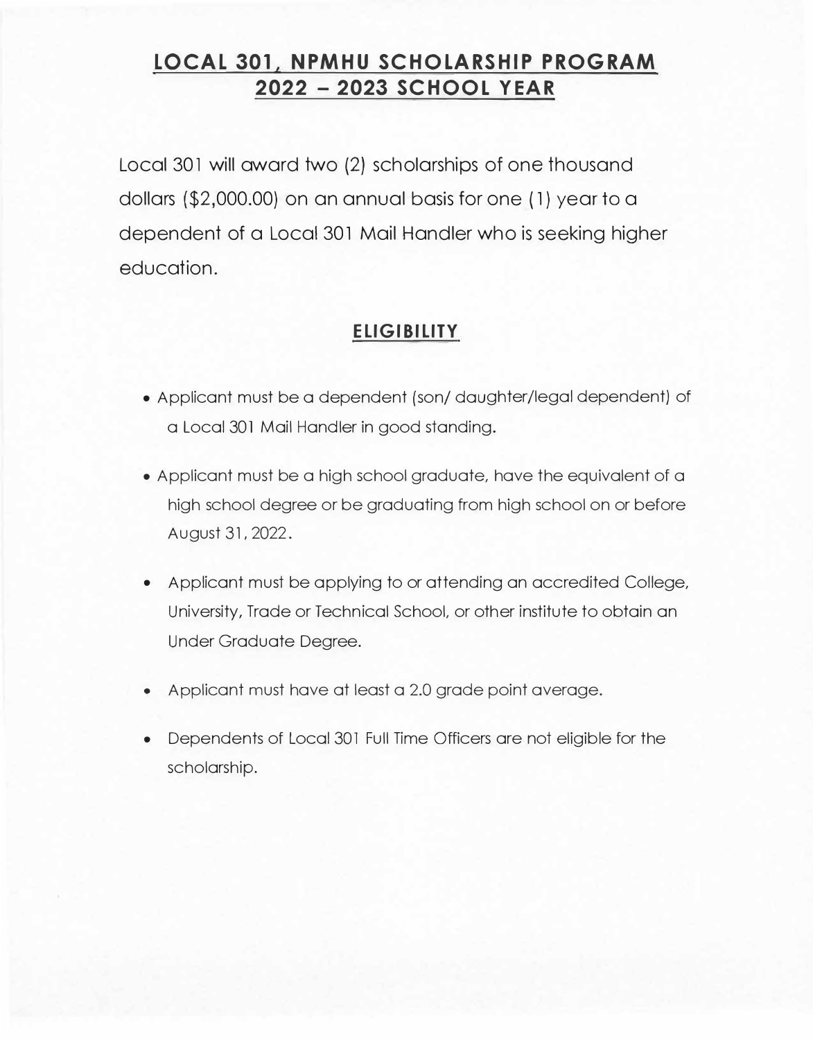# LOCAL 301, NPMHU SCHOLARSHIP PROGRAM 2022 – 2023 SCHOOL YEAR

Local 301 will award two (2) scholarships of one thousand dollars ($2,000.00) on an annual basis for one (1) year to a dependent of a Local 301 Mail Handler who is seeking higher education.

## ELIGIBILITY

- Applicant must be a dependent (son/ daughter/legal dependent) of a Local 301 Mail Handler in good standing.
- Applicant must be a high school graduate, have the equivalent of a high school degree or be graduating from high school on or before August 31, 2022.
- Applicant must be applying to or attending an accredited College, University, Trade or Technical School, or other institute to obtain an Under Graduate Degree.
- Applicant must have at least a 2.0 grade point average.
- Dependents of Local 301 Full Time Officers are not eligible for the scholarship.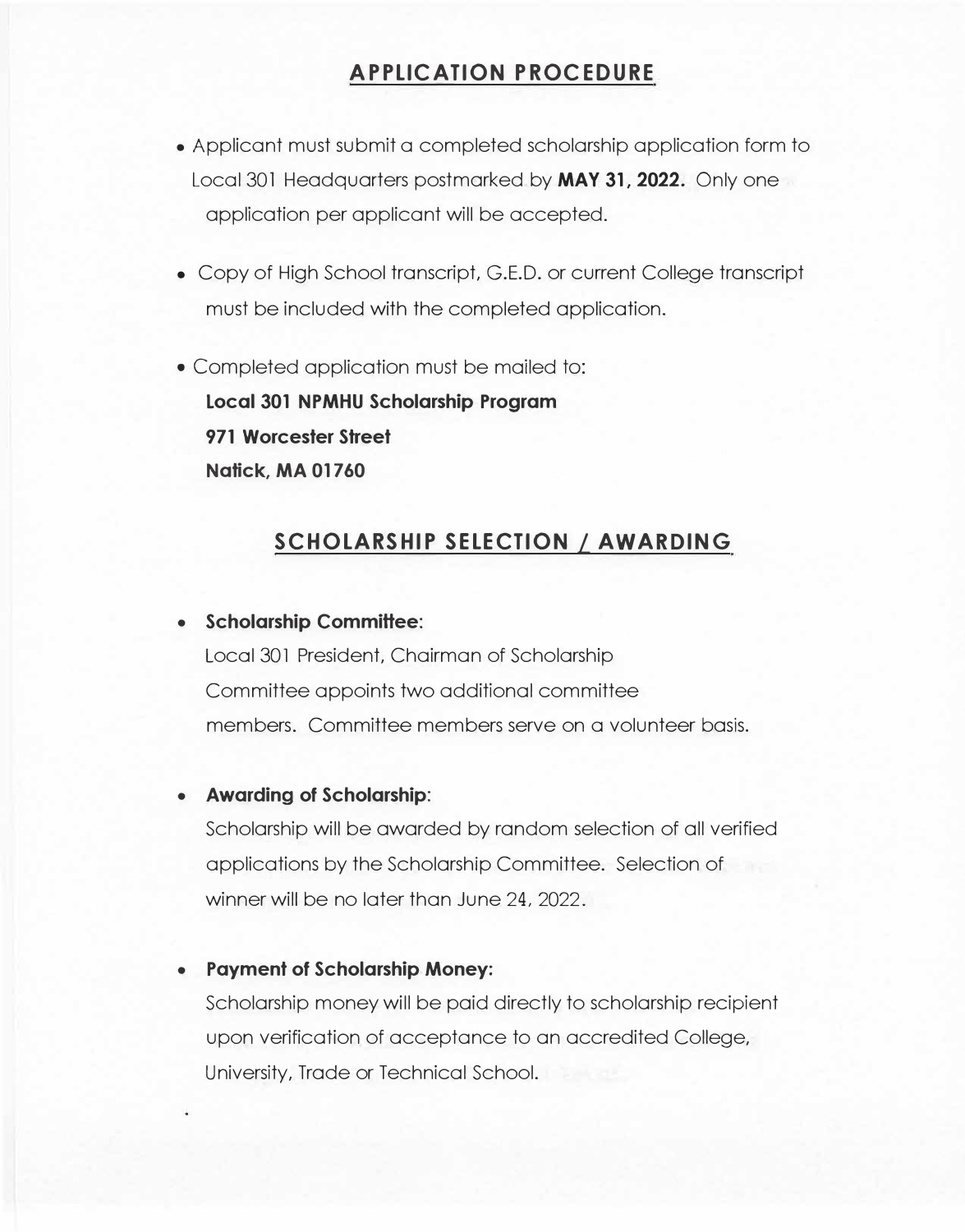## APPLICATION PROCEDURE

- Applicant must submit a completed scholarship application form to Local 301 Headquarters postmarked by **MAY 31, 2022.** Only one application per applicant will be accepted.
- Copy of High School transcript, G.E.D. or current College transcript must be included with the completed application.
- Completed application must be mailed to:
  **Local 301 NPMHU Scholarship Program**
  **971 Worcester Street**
  **Natick, MA 01760**

## SCHOLARSHIP SELECTION / AWARDING

- **Scholarship Committee**:
  Local 301 President, Chairman of Scholarship Committee appoints two additional committee members. Committee members serve on a volunteer basis.
- **Awarding of Scholarship**:
  Scholarship will be awarded by random selection of all verified applications by the Scholarship Committee. Selection of winner will be no later than June 24, 2022.
- **Payment of Scholarship Money**:
  Scholarship money will be paid directly to scholarship recipient upon verification of acceptance to an accredited College, University, Trade or Technical School.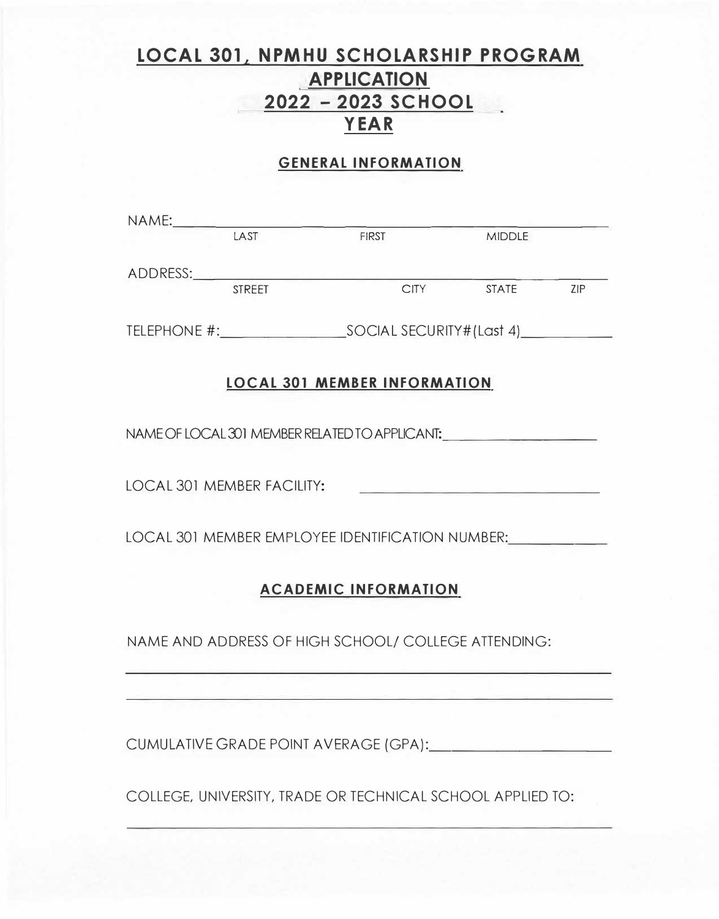# LOCAL 301, NPMHU SCHOLARSHIP PROGRAM APPLICATION 2022 – 2023 SCHOOL YEAR

## GENERAL INFORMATION

NAME: ______________________________________________
LAST FIRST MIDDLE

ADDRESS: ______________________________________________
STREET CITY STATE ZIP

TELEPHONE #: ________________ SOCIAL SECURITY# (Last 4) ____________

## LOCAL 301 MEMBER INFORMATION

NAME OF LOCAL 301 MEMBER RELATED TO APPLICANT: ____________________

LOCAL 301 MEMBER FACILITY: ____________________________

LOCAL 301 MEMBER EMPLOYEE IDENTIFICATION NUMBER: ____________

## ACADEMIC INFORMATION

NAME AND ADDRESS OF HIGH SCHOOL/ COLLEGE ATTENDING:

______________________________________________

______________________________________________

CUMULATIVE GRADE POINT AVERAGE (GPA): ____________________

COLLEGE, UNIVERSITY, TRADE OR TECHNICAL SCHOOL APPLIED TO:

______________________________________________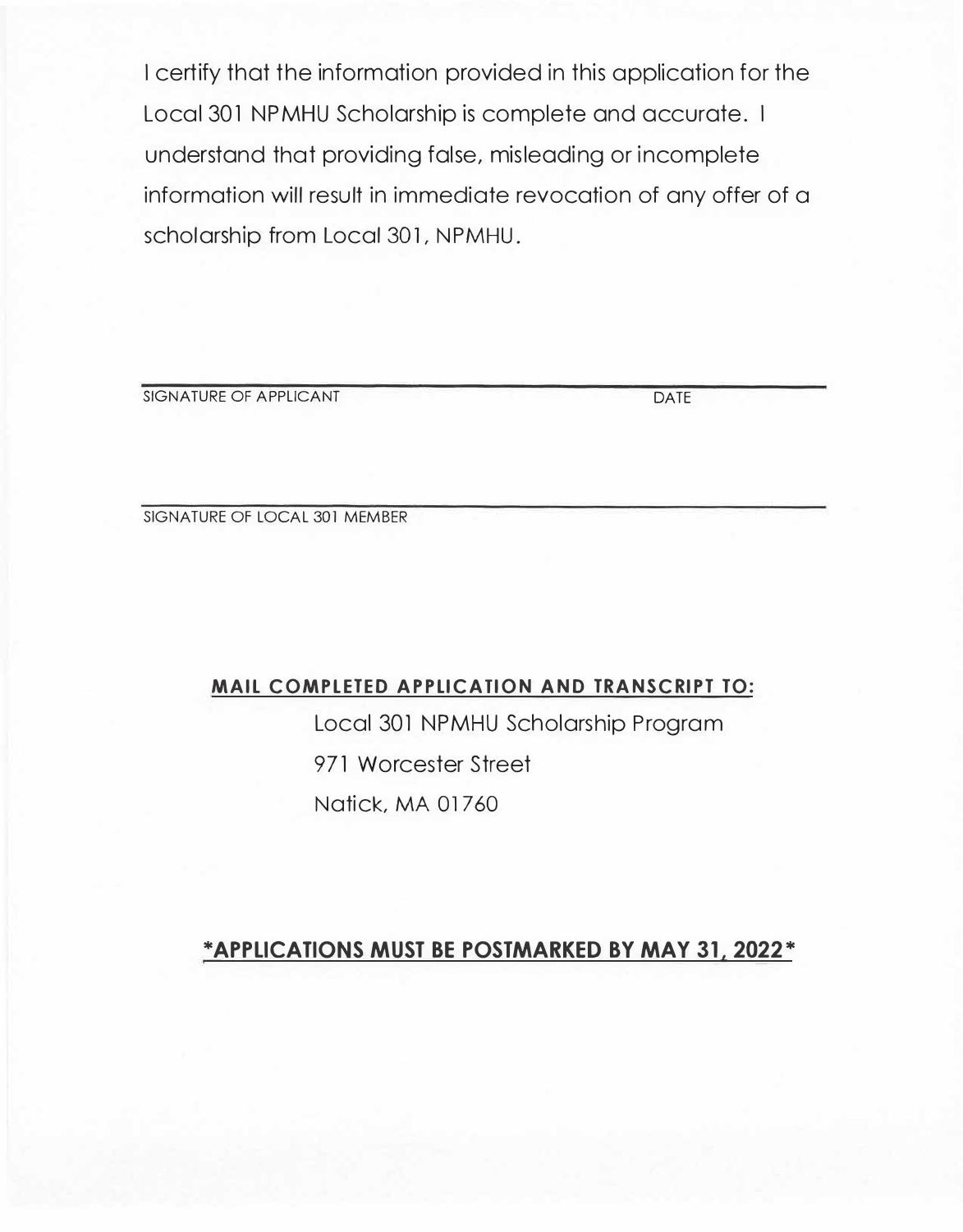I certify that the information provided in this application for the Local 301 NPMHU Scholarship is complete and accurate. I understand that providing false, misleading or incomplete information will result in immediate revocation of any offer of a scholarship from Local 301, NPMHU.

SIGNATURE OF APPLICANT DATE

SIGNATURE OF LOCAL 301 MEMBER

**MAIL COMPLETED APPLICATION AND TRANSCRIPT TO:**

Local 301 NPMHU Scholarship Program
971 Worcester Street
Natick, MA 01760

**\*APPLICATIONS MUST BE POSTMARKED BY MAY 31, 2022\***